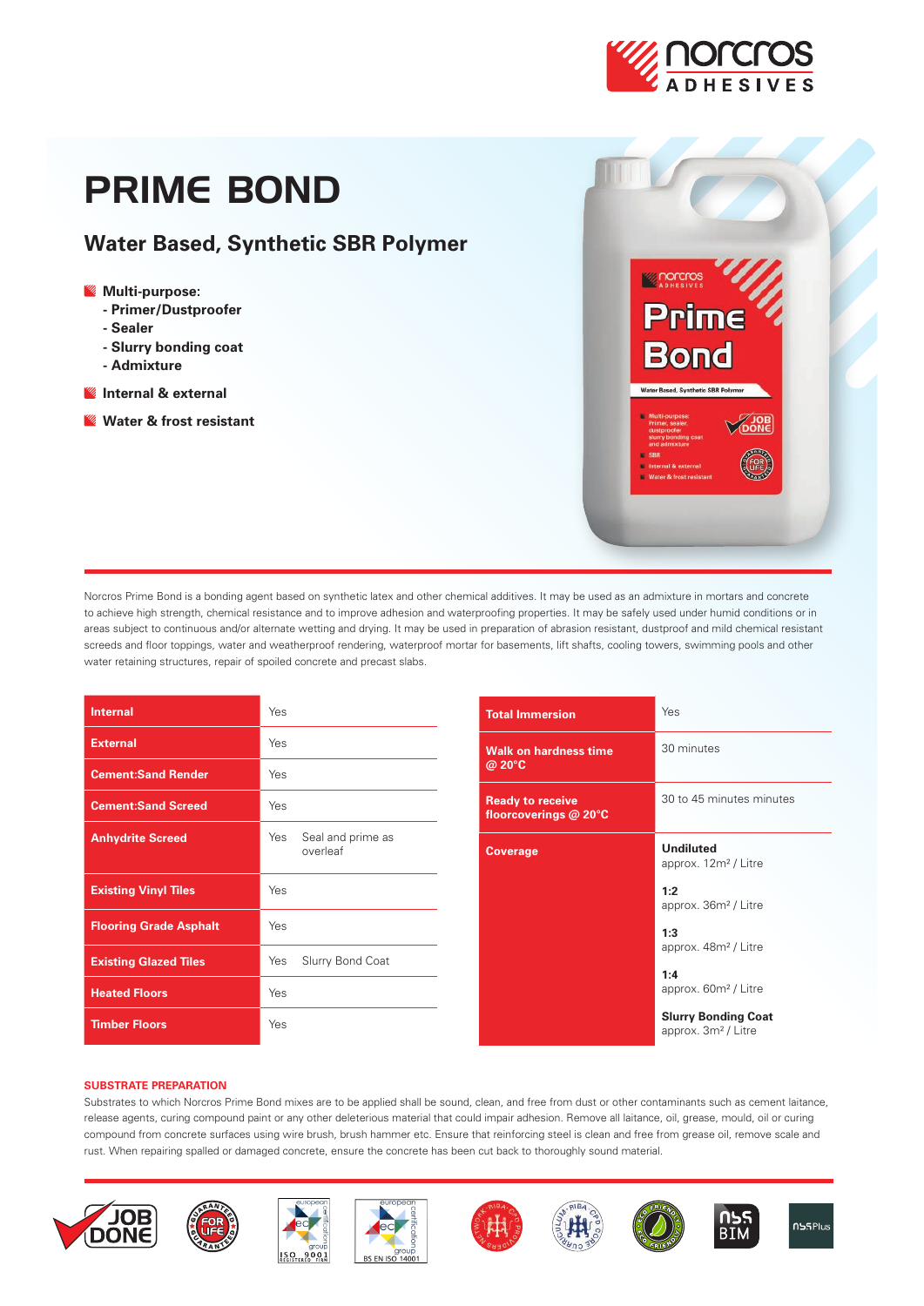# PRIME BOND

## Water Based, Synthetic SBR Polymer

- **Multi-purpose:**
  - **- Primer/Dustproofer**
  - **- Sealer**
  - **- Slurry bonding coat**
  - **- Admixture**
- **Internal & external**
- **Water & frost resistant**

Norcros Prime Bond is a bonding agent based on synthetic latex and other chemical additives. It may be used as an admixture in mortars and concrete to achieve high strength, chemical resistance and to improve adhesion and waterproofing properties. It may be safely used under humid conditions or in areas subject to continuous and/or alternate wetting and drying. It may be used in preparation of abrasion resistant, dustproof and mild chemical resistant screeds and floor toppings, water and weatherproof rendering, waterproof mortar for basements, lift shafts, cooling towers, swimming pools and other water retaining structures, repair of spoiled concrete and precast slabs.

| | | |
|---|---|---|
| **Internal** | Yes | |
| **External** | Yes | |
| **Cement:Sand Render** | Yes | |
| **Cement:Sand Screed** | Yes | |
| **Anhydrite Screed** | Yes | Seal and prime as overleaf |
| **Existing Vinyl Tiles** | Yes | |
| **Flooring Grade Asphalt** | Yes | |
| **Existing Glazed Tiles** | Yes | Slurry Bond Coat |
| **Heated Floors** | Yes | |
| **Timber Floors** | Yes | |

| | |
|---|---|
| **Total Immersion** | Yes |
| **Walk on hardness time @ 20°C** | 30 minutes |
| **Ready to receive floorcoverings @ 20°C** | 30 to 45 minutes minutes |
| **Coverage** | **Undiluted** approx. 12m² / Litre<br>**1:2** approx. 36m² / Litre<br>**1:3** approx. 48m² / Litre<br>**1:4** approx. 60m² / Litre<br>**Slurry Bonding Coat** approx. 3m² / Litre |

### SUBSTRATE PREPARATION

Substrates to which Norcros Prime Bond mixes are to be applied shall be sound, clean, and free from dust or other contaminants such as cement laitance, release agents, curing compound paint or any other deleterious material that could impair adhesion. Remove all laitance, oil, grease, mould, oil or curing compound from concrete surfaces using wire brush, brush hammer etc. Ensure that reinforcing steel is clean and free from grease oil, remove scale and rust. When repairing spalled or damaged concrete, ensure the concrete has been cut back to thoroughly sound material.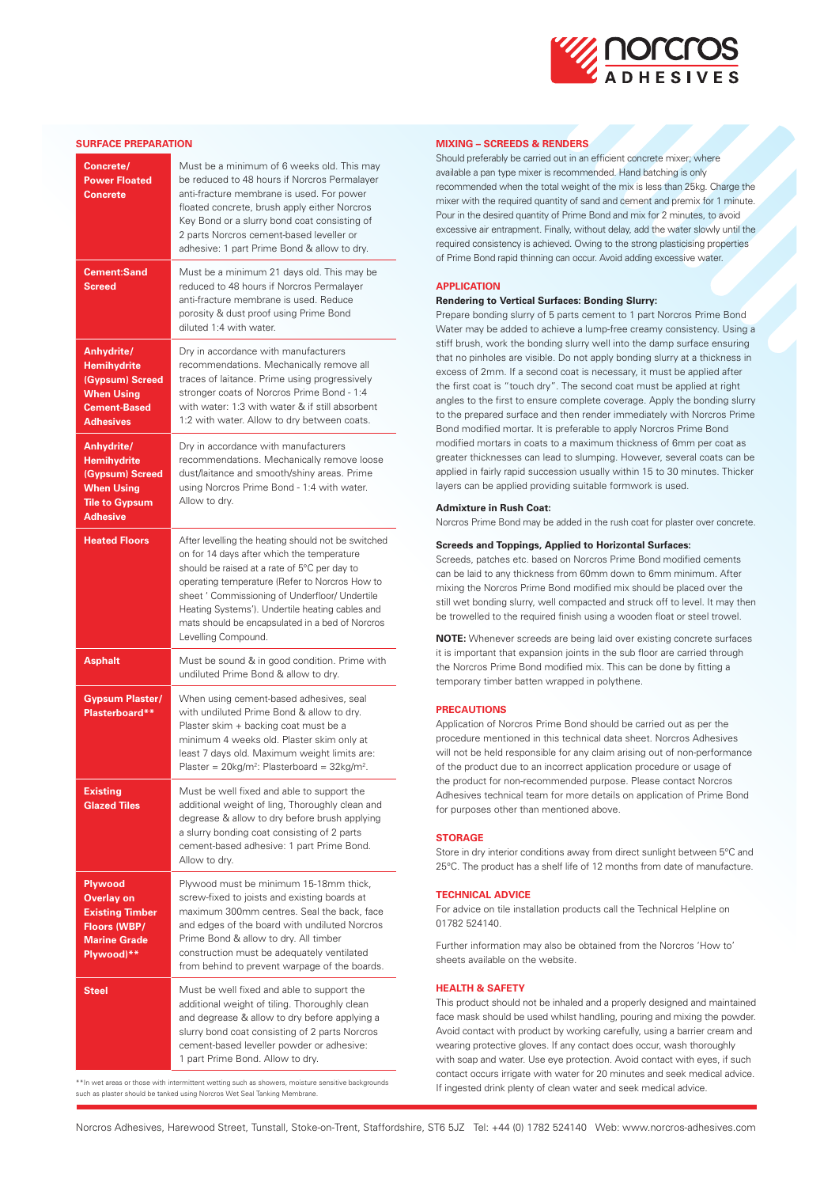## SURFACE PREPARATION

| | |
|---|---|
| **Concrete/ Power Floated Concrete** | Must be a minimum of 6 weeks old. This may be reduced to 48 hours if Norcros Permalayer anti-fracture membrane is used. For power floated concrete, brush apply either Norcros Key Bond or a slurry bond coat consisting of 2 parts Norcros cement-based leveller or adhesive: 1 part Prime Bond & allow to dry. |
| **Cement:Sand Screed** | Must be a minimum 21 days old. This may be reduced to 48 hours if Norcros Permalayer anti-fracture membrane is used. Reduce porosity & dust proof using Prime Bond diluted 1:4 with water. |
| **Anhydrite/ Hemihydrite (Gypsum) Screed When Using Cement-Based Adhesives** | Dry in accordance with manufacturers recommendations. Mechanically remove all traces of laitance. Prime using progressively stronger coats of Norcros Prime Bond - 1:4 with water: 1:3 with water & if still absorbent 1:2 with water. Allow to dry between coats. |
| **Anhydrite/ Hemihydrite (Gypsum) Screed When Using Tile to Gypsum Adhesive** | Dry in accordance with manufacturers recommendations. Mechanically remove loose dust/laitance and smooth/shiny areas. Prime using Norcros Prime Bond - 1:4 with water. Allow to dry. |
| **Heated Floors** | After levelling the heating should not be switched on for 14 days after which the temperature should be raised at a rate of 5°C per day to operating temperature (Refer to Norcros How to sheet ' Commissioning of Underfloor/ Undertile Heating Systems'). Undertile heating cables and mats should be encapsulated in a bed of Norcros Levelling Compound. |
| **Asphalt** | Must be sound & in good condition. Prime with undiluted Prime Bond & allow to dry. |
| **Gypsum Plaster/ Plasterboard\*\*** | When using cement-based adhesives, seal with undiluted Prime Bond & allow to dry. Plaster skim + backing coat must be a minimum 4 weeks old. Plaster skim only at least 7 days old. Maximum weight limits are: Plaster = 20kg/m²: Plasterboard = 32kg/m². |
| **Existing Glazed Tiles** | Must be well fixed and able to support the additional weight of ling, Thoroughly clean and degrease & allow to dry before brush applying a slurry bonding coat consisting of 2 parts cement-based adhesive: 1 part Prime Bond. Allow to dry. |
| **Plywood Overlay on Existing Timber Floors (WBP/ Marine Grade Plywood)\*\*** | Plywood must be minimum 15-18mm thick, screw-fixed to joists and existing boards at maximum 300mm centres. Seal the back, face and edges of the board with undiluted Norcros Prime Bond & allow to dry. All timber construction must be adequately ventilated from behind to prevent warpage of the boards. |
| **Steel** | Must be well fixed and able to support the additional weight of tiling. Thoroughly clean and degrease & allow to dry before applying a slurry bond coat consisting of 2 parts Norcros cement-based leveller powder or adhesive: 1 part Prime Bond. Allow to dry. |

\*\*In wet areas or those with intermittent wetting such as showers, moisture sensitive backgrounds such as plaster should be tanked using Norcros Wet Seal Tanking Membrane.

## MIXING – SCREEDS & RENDERS

Should preferably be carried out in an efficient concrete mixer; where available a pan type mixer is recommended. Hand batching is only recommended when the total weight of the mix is less than 25kg. Charge the mixer with the required quantity of sand and cement and premix for 1 minute. Pour in the desired quantity of Prime Bond and mix for 2 minutes, to avoid excessive air entrapment. Finally, without delay, add the water slowly until the required consistency is achieved. Owing to the strong plasticising properties of Prime Bond rapid thinning can occur. Avoid adding excessive water.

## APPLICATION

### Rendering to Vertical Surfaces: Bonding Slurry:

Prepare bonding slurry of 5 parts cement to 1 part Norcros Prime Bond Water may be added to achieve a lump-free creamy consistency. Using a stiff brush, work the bonding slurry well into the damp surface ensuring that no pinholes are visible. Do not apply bonding slurry at a thickness in excess of 2mm. If a second coat is necessary, it must be applied after the first coat is "touch dry". The second coat must be applied at right angles to the first to ensure complete coverage. Apply the bonding slurry to the prepared surface and then render immediately with Norcros Prime Bond modified mortar. It is preferable to apply Norcros Prime Bond modified mortars in coats to a maximum thickness of 6mm per coat as greater thicknesses can lead to slumping. However, several coats can be applied in fairly rapid succession usually within 15 to 30 minutes. Thicker layers can be applied providing suitable formwork is used.

### Admixture in Rush Coat:

Norcros Prime Bond may be added in the rush coat for plaster over concrete.

### Screeds and Toppings, Applied to Horizontal Surfaces:

Screeds, patches etc. based on Norcros Prime Bond modified cements can be laid to any thickness from 60mm down to 6mm minimum. After mixing the Norcros Prime Bond modified mix should be placed over the still wet bonding slurry, well compacted and struck off to level. It may then be trowelled to the required finish using a wooden float or steel trowel.

**NOTE:** Whenever screeds are being laid over existing concrete surfaces it is important that expansion joints in the sub floor are carried through the Norcros Prime Bond modified mix. This can be done by fitting a temporary timber batten wrapped in polythene.

## PRECAUTIONS

Application of Norcros Prime Bond should be carried out as per the procedure mentioned in this technical data sheet. Norcros Adhesives will not be held responsible for any claim arising out of non-performance of the product due to an incorrect application procedure or usage of the product for non-recommended purpose. Please contact Norcros Adhesives technical team for more details on application of Prime Bond for purposes other than mentioned above.

## STORAGE

Store in dry interior conditions away from direct sunlight between 5°C and 25°C. The product has a shelf life of 12 months from date of manufacture.

## TECHNICAL ADVICE

For advice on tile installation products call the Technical Helpline on 01782 524140.

Further information may also be obtained from the Norcros 'How to' sheets available on the website.

## HEALTH & SAFETY

This product should not be inhaled and a properly designed and maintained face mask should be used whilst handling, pouring and mixing the powder. Avoid contact with product by working carefully, using a barrier cream and wearing protective gloves. If any contact does occur, wash thoroughly with soap and water. Use eye protection. Avoid contact with eyes, if such contact occurs irrigate with water for 20 minutes and seek medical advice. If ingested drink plenty of clean water and seek medical advice.

Norcros Adhesives, Harewood Street, Tunstall, Stoke-on-Trent, Staffordshire, ST6 5JZ Tel: +44 (0) 1782 524140 Web: www.norcros-adhesives.com